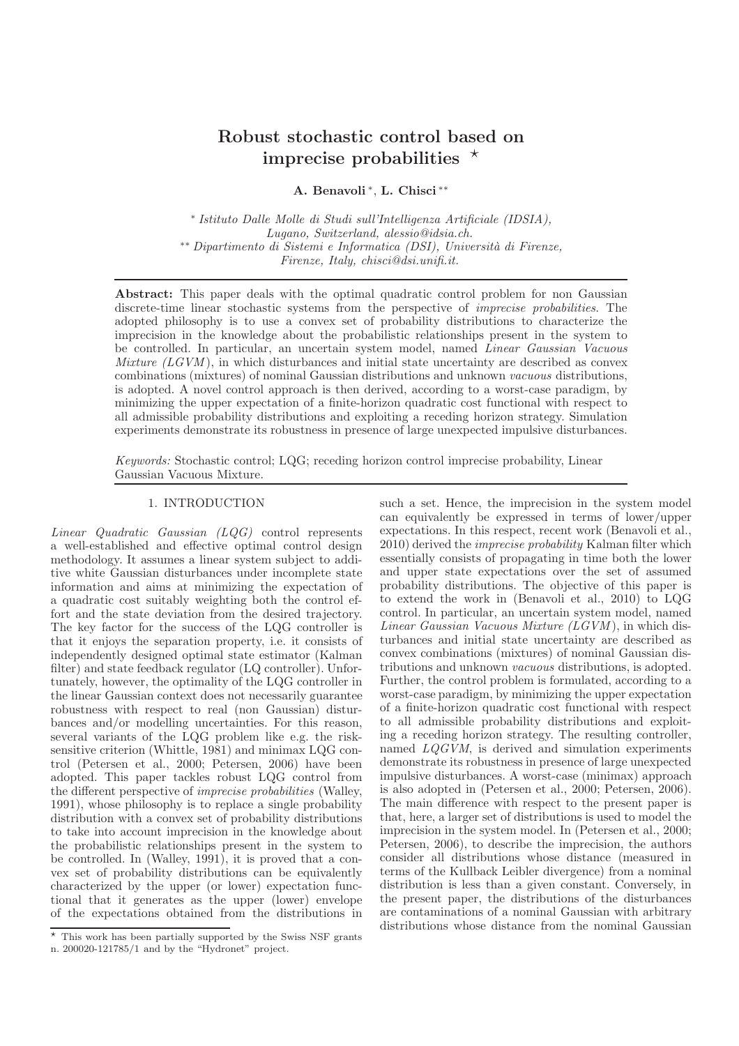# Robust stochastic control based on imprecise probabilities ⋆

**A. Benavoli** [*], **L. Chisci** [**]

[*] *Istituto Dalle Molle di Studi sull'Intelligenza Artificiale (IDSIA), Lugano, Switzerland, alessio@idsia.ch.*
[**] *Dipartimento di Sistemi e Informatica (DSI), Università di Firenze, Firenze, Italy, chisci@dsi.unifi.it.*

**Abstract:** This paper deals with the optimal quadratic control problem for non Gaussian discrete-time linear stochastic systems from the perspective of *imprecise probabilities*. The adopted philosophy is to use a convex set of probability distributions to characterize the imprecision in the knowledge about the probabilistic relationships present in the system to be controlled. In particular, an uncertain system model, named *Linear Gaussian Vacuous Mixture (LGVM)*, in which disturbances and initial state uncertainty are described as convex combinations (mixtures) of nominal Gaussian distributions and unknown *vacuous* distributions, is adopted. A novel control approach is then derived, according to a worst-case paradigm, by minimizing the upper expectation of a finite-horizon quadratic cost functional with respect to all admissible probability distributions and exploiting a receding horizon strategy. Simulation experiments demonstrate its robustness in presence of large unexpected impulsive disturbances.

*Keywords:* Stochastic control; LQG; receding horizon control imprecise probability, Linear Gaussian Vacuous Mixture.

## 1. INTRODUCTION

*Linear Quadratic Gaussian (LQG)* control represents a well-established and effective optimal control design methodology. It assumes a linear system subject to additive white Gaussian disturbances under incomplete state information and aims at minimizing the expectation of a quadratic cost suitably weighting both the control effort and the state deviation from the desired trajectory. The key factor for the success of the LQG controller is that it enjoys the separation property, i.e. it consists of independently designed optimal state estimator (Kalman filter) and state feedback regulator (LQ controller). Unfortunately, however, the optimality of the LQG controller in the linear Gaussian context does not necessarily guarantee robustness with respect to real (non Gaussian) disturbances and/or modelling uncertainties. For this reason, several variants of the LQG problem like e.g. the risk-sensitive criterion (Whittle, 1981) and minimax LQG control (Petersen et al., 2000; Petersen, 2006) have been adopted. This paper tackles robust LQG control from the different perspective of *imprecise probabilities* (Walley, 1991), whose philosophy is to replace a single probability distribution with a convex set of probability distributions to take into account imprecision in the knowledge about the probabilistic relationships present in the system to be controlled. In (Walley, 1991), it is proved that a convex set of probability distributions can be equivalently characterized by the upper (or lower) expectation functional that it generates as the upper (lower) envelope of the expectations obtained from the distributions in such a set. Hence, the imprecision in the system model can equivalently be expressed in terms of lower/upper expectations. In this respect, recent work (Benavoli et al., 2010) derived the *imprecise probability* Kalman filter which essentially consists of propagating in time both the lower and upper state expectations over the set of assumed probability distributions. The objective of this paper is to extend the work in (Benavoli et al., 2010) to LQG control. In particular, an uncertain system model, named *Linear Gaussian Vacuous Mixture (LGVM)*, in which disturbances and initial state uncertainty are described as convex combinations (mixtures) of nominal Gaussian distributions and unknown *vacuous* distributions, is adopted. Further, the control problem is formulated, according to a worst-case paradigm, by minimizing the upper expectation of a finite-horizon quadratic cost functional with respect to all admissible probability distributions and exploiting a receding horizon strategy. The resulting controller, named *LQGVM*, is derived and simulation experiments demonstrate its robustness in presence of large unexpected impulsive disturbances. A worst-case (minimax) approach is also adopted in (Petersen et al., 2000; Petersen, 2006). The main difference with respect to the present paper is that, here, a larger set of distributions is used to model the imprecision in the system model. In (Petersen et al., 2000; Petersen, 2006), to describe the imprecision, the authors consider all distributions whose distance (measured in terms of the Kullback Leibler divergence) from a nominal Gaussian is less than a given constant. Conversely, in the present paper, the distributions of the disturbances are contaminations of a nominal Gaussian with arbitrary distributions whose distance from the nominal Gaussian

⋆ This work has been partially supported by the Swiss NSF grants n. 200020-121785/1 and by the "Hydronet" project.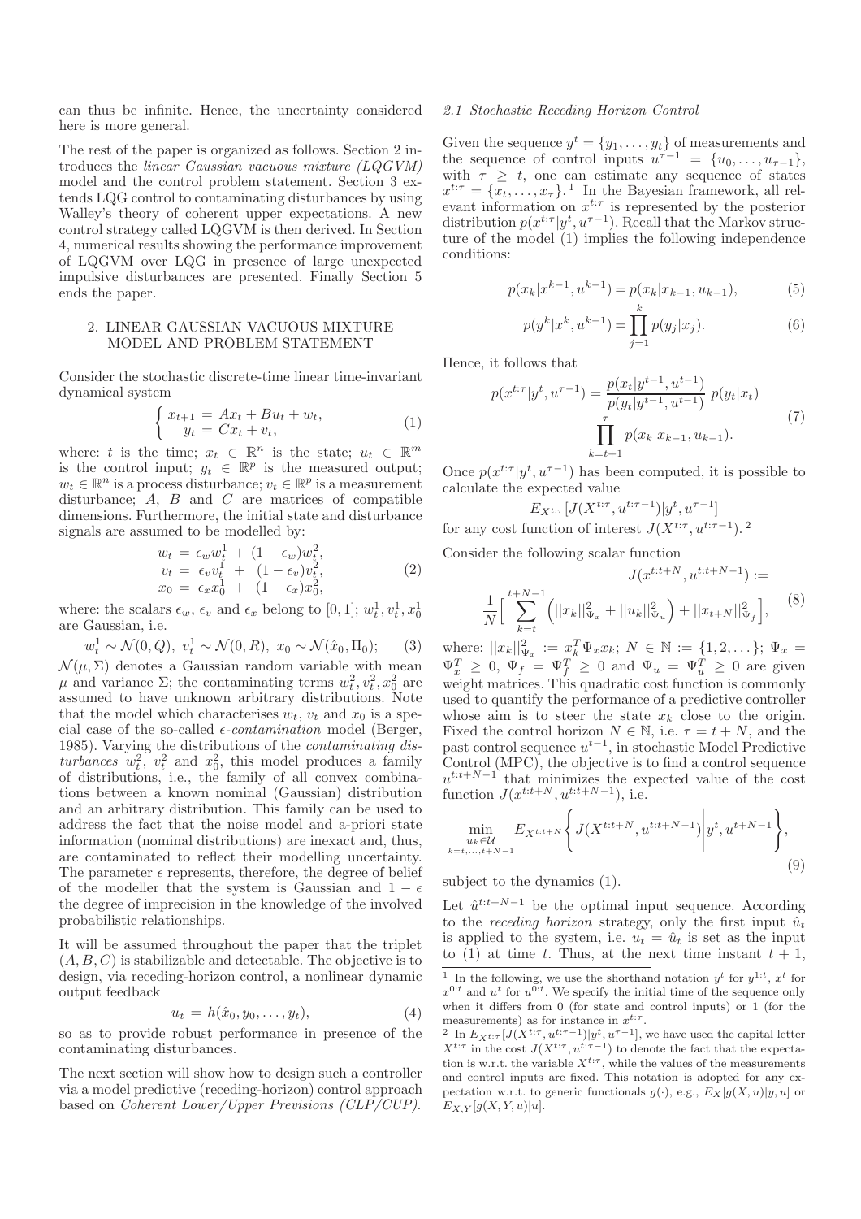can thus be infinite. Hence, the uncertainty considered here is more general.

The rest of the paper is organized as follows. Section 2 introduces the *linear Gaussian vacuous mixture (LQGVM)* model and the control problem statement. Section 3 extends LQG control to contaminating disturbances by using Walley's theory of coherent upper expectations. A new control strategy called LQGVM is then derived. In Section 4, numerical results showing the performance improvement of LQGVM over LQG in presence of large unexpected impulsive disturbances are presented. Finally Section 5 ends the paper.

## 2. LINEAR GAUSSIAN VACUOUS MIXTURE MODEL AND PROBLEM STATEMENT

Consider the stochastic discrete-time linear time-invariant dynamical system

$$\begin{cases} x_{t+1} = Ax_t + Bu_t + w_t, \\ y_t = Cx_t + v_t, \end{cases} \tag{1}$$

where: $t$ is the time; $x_t \in \mathbb{R}^n$ is the state; $u_t \in \mathbb{R}^m$ is the control input; $y_t \in \mathbb{R}^p$ is the measured output; $w_t \in \mathbb{R}^n$ is a process disturbance; $v_t \in \mathbb{R}^p$ is a measurement disturbance; $A$, $B$ and $C$ are matrices of compatible dimensions. Furthermore, the initial state and disturbance signals are assumed to be modelled by:

$$\begin{aligned} w_t &= \epsilon_w w_t^1 + (1-\epsilon_w) w_t^2, \\ v_t &= \epsilon_v v_t^1 + (1-\epsilon_v) v_t^2, \\ x_0 &= \epsilon_x x_0^1 + (1-\epsilon_x) x_0^2, \end{aligned} \tag{2}$$

where: the scalars $\epsilon_w$, $\epsilon_v$ and $\epsilon_x$ belong to $[0,1]$; $w_t^1, v_t^1, x_0^1$ are Gaussian, i.e.

$$w_t^1 \sim \mathcal{N}(0,Q),\; v_t^1 \sim \mathcal{N}(0,R),\; x_0 \sim \mathcal{N}(\hat{x}_0, \Pi_0); \tag{3}$$

$\mathcal{N}(\mu, \Sigma)$ denotes a Gaussian random variable with mean $\mu$ and variance $\Sigma$; the contaminating terms $w_t^2, v_t^2, x_0^2$ are assumed to have unknown arbitrary distributions. Note that the model which characterises $w_t$, $v_t$ and $x_0$ is a special case of the so-called *$\epsilon$-contamination* model (Berger, 1985). Varying the distributions of the *contaminating disturbances* $w_t^2$, $v_t^2$ and $x_0^2$, this model produces a family of distributions, i.e., the family of all convex combinations between a known nominal (Gaussian) distribution and an arbitrary distribution. This family can be used to address the fact that the noise model and a-priori state information (nominal distributions) are inexact and, thus, are contaminated to reflect their modelling uncertainty. The parameter $\epsilon$ represents, therefore, the degree of belief of the modeller that the system is Gaussian and $1-\epsilon$ the degree of imprecision in the knowledge of the involved probabilistic relationships.

It will be assumed throughout the paper that the triplet $(A,B,C)$ is stabilizable and detectable. The objective is to design, via receding-horizon control, a nonlinear dynamic output feedback

$$u_t = h(\hat{x}_0, y_0, \ldots, y_t), \tag{4}$$

so as to provide robust performance in presence of the contaminating disturbances.

The next section will show how to design such a controller via a model predictive (receding-horizon) control approach based on *Coherent Lower/Upper Previsions (CLP/CUP)*.

### 2.1 Stochastic Receding Horizon Control

Given the sequence $y^t = \{y_1, \ldots, y_t\}$ of measurements and the sequence of control inputs $u^{\tau-1} = \{u_0, \ldots, u_{\tau-1}\}$, with $\tau \geq t$, one can estimate any sequence of states $x^{t:\tau} = \{x_t, \ldots, x_\tau\}$.[1] In the Bayesian framework, all relevant information on $x^{t:\tau}$ is represented by the posterior distribution $p(x^{t:\tau}|y^t, u^{\tau-1})$. Recall that the Markov structure of the model (1) implies the following independence conditions:

$$p(x_k|x^{k-1}, u^{k-1}) = p(x_k|x_{k-1}, u_{k-1}), \tag{5}$$

$$p(y^k|x^k, u^{k-1}) = \prod_{j=1}^{k} p(y_j|x_j). \tag{6}$$

Hence, it follows that

$$p(x^{t:\tau}|y^t, u^{\tau-1}) = \frac{p(x_t|y^{t-1}, u^{t-1})}{p(y_t|y^{t-1}, u^{t-1})}\, p(y_t|x_t) \prod_{k=t+1}^{\tau} p(x_k|x_{k-1}, u_{k-1}). \tag{7}$$

Once $p(x^{t:\tau}|y^t, u^{\tau-1})$ has been computed, it is possible to calculate the expected value

$$E_{X^{t:\tau}}[J(X^{t:\tau}, u^{t:\tau-1})|y^t, u^{\tau-1}]$$

for any cost function of interest $J(X^{t:\tau}, u^{t:\tau-1})$.[2]

Consider the following scalar function

$$J(x^{t:t+N}, u^{t:t+N-1}) := \frac{1}{N}\Big[\sum_{k=t}^{t+N-1}\Big(||x_k||^2_{\Psi_x} + ||u_k||^2_{\Psi_u}\Big) + ||x_{t+N}||^2_{\Psi_f}\Big], \tag{8}$$

where: $||x_k||^2_{\Psi_x} := x_k^T \Psi_x x_k$; $N \in \mathbb{N} := \{1, 2, \ldots\}$; $\Psi_x = \Psi_x^T \geq 0$, $\Psi_f = \Psi_f^T \geq 0$ and $\Psi_u = \Psi_u^T \geq 0$ are given weight matrices. This quadratic cost function is commonly used to quantify the performance of a predictive controller whose aim is to steer the state $x_k$ close to the origin. Fixed the control horizon $N \in \mathbb{N}$, i.e. $\tau = t+N$, and the past control sequence $u^{t-1}$, in stochastic Model Predictive Control (MPC), the objective is to find a control sequence $u^{t:t+N-1}$ that minimizes the expected value of the cost function $J(x^{t:t+N}, u^{t:t+N-1})$, i.e.

$$\min_{\substack{u_k \in \mathcal{U} \\ k=t,\ldots,t+N-1}} E_{X^{t:t+N}}\left\{ J(X^{t:t+N}, u^{t:t+N-1}) \middle| y^t, u^{t+N-1} \right\}, \tag{9}$$

subject to the dynamics (1).

Let $\hat{u}^{t:t+N-1}$ be the optimal input sequence. According to the *receding horizon* strategy, only the first input $\hat{u}_t$ is applied to the system, i.e. $u_t = \hat{u}_t$ is set as the input to (1) at time $t$. Thus, at the next time instant $t+1$,

[1] In the following, we use the shorthand notation $y^t$ for $y^{1:t}$, $x^t$ for $x^{0:t}$ and $u^t$ for $u^{0:t}$. We specify the initial time of the sequence only when it differs from 0 (for state and control inputs) or 1 (for the measurements) as for instance in $x^{t:\tau}$.

[2] In $E_{X^{t:\tau}}[J(X^{t:\tau}, u^{t:\tau-1})|y^t, u^{\tau-1}]$, we have used the capital letter $X^{t:\tau}$ in the cost $J(X^{t:\tau}, u^{t:\tau-1})$ to denote the fact that the expectation is w.r.t. the variable $X^{t:\tau}$, while the values of the measurements and control inputs are fixed. This notation is adopted for any expectation w.r.t. to generic functionals $g(\cdot)$, e.g., $E_X[g(X,u)|y,u]$ or $E_{X,Y}[g(X,Y,u)|u]$.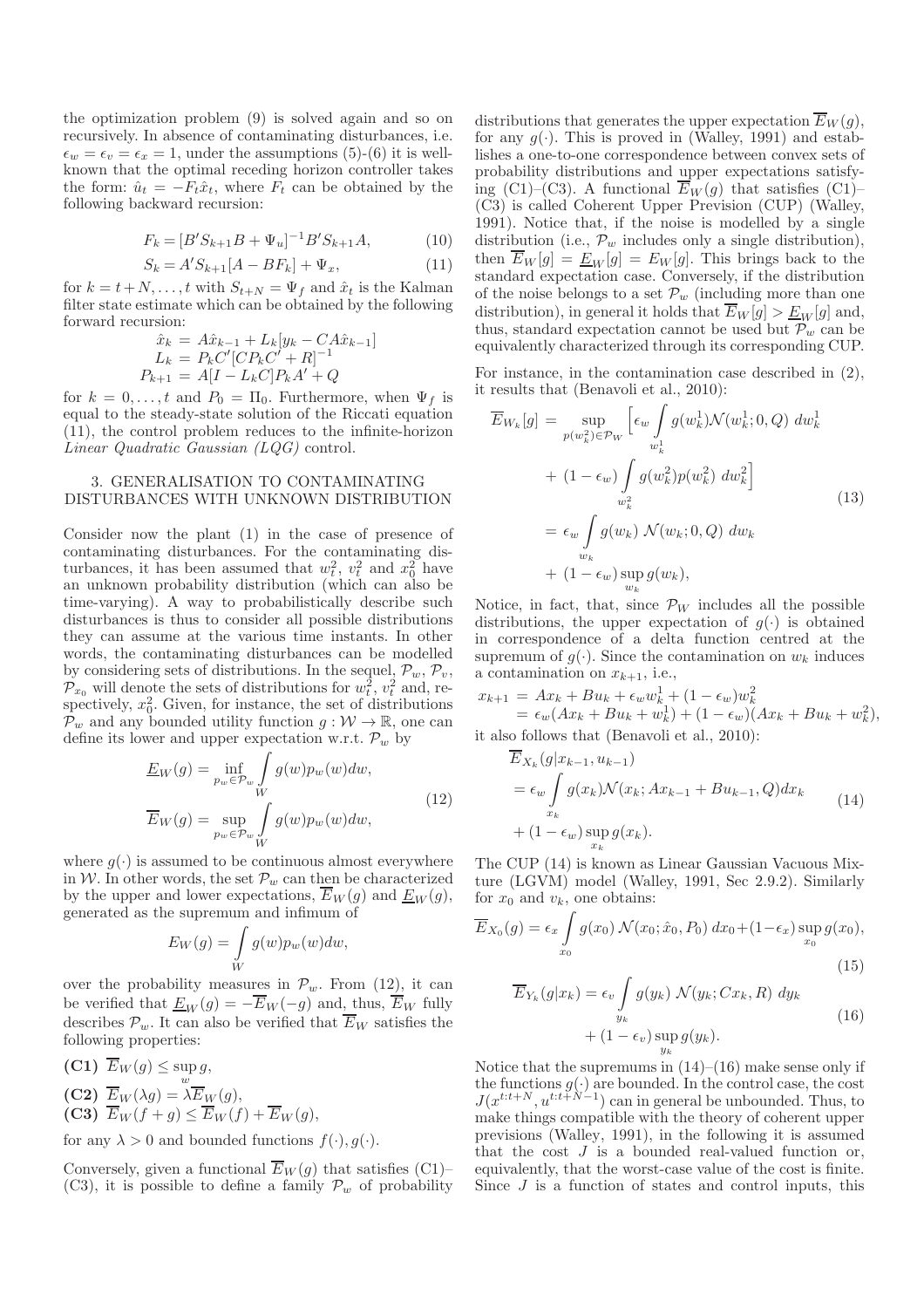the optimization problem (9) is solved again and so on recursively. In absence of contaminating disturbances, i.e. $\epsilon_w = \epsilon_v = \epsilon_x = 1$, under the assumptions (5)-(6) it is well-known that the optimal receding horizon controller takes the form: $\hat{u}_t = -F_t\hat{x}_t$, where $F_t$ can be obtained by the following backward recursion:

$$F_k = [B'S_{k+1}B + \Psi_u]^{-1}B'S_{k+1}A, \tag{10}$$

$$S_k = A'S_{k+1}[A - BF_k] + \Psi_x, \tag{11}$$

for $k = t+N, \ldots, t$ with $S_{t+N} = \Psi_f$ and $\hat{x}_t$ is the Kalman filter state estimate which can be obtained by the following forward recursion:

$$\begin{aligned}
\hat{x}_k &= A\hat{x}_{k-1} + L_k[y_k - CA\hat{x}_{k-1}] \\
L_k &= P_kC'[CP_kC' + R]^{-1} \\
P_{k+1} &= A[I - L_kC]P_kA' + Q
\end{aligned}$$

for $k = 0, \ldots, t$ and $P_0 = \Pi_0$. Furthermore, when $\Psi_f$ is equal to the steady-state solution of the Riccati equation (11), the control problem reduces to the infinite-horizon *Linear Quadratic Gaussian (LQG)* control.

## 3. GENERALISATION TO CONTAMINATING DISTURBANCES WITH UNKNOWN DISTRIBUTION

Consider now the plant (1) in the case of presence of contaminating disturbances. For the contaminating disturbances, it has been assumed that $w_t^2$, $v_t^2$ and $x_0^2$ have an unknown probability distribution (which can also be time-varying). A way to probabilistically describe such disturbances is thus to consider all possible distributions they can assume at the various time instants. In other words, the contaminating disturbances can be modelled by considering sets of distributions. In the sequel, $\mathcal{P}_w$, $\mathcal{P}_v$, $\mathcal{P}_{x_0}$ will denote the sets of distributions for $w_t^2$, $v_t^2$ and, respectively, $x_0^2$. Given, for instance, the set of distributions $\mathcal{P}_w$ and any bounded utility function $g : \mathcal{W} \to \mathbb{R}$, one can define its lower and upper expectation w.r.t. $\mathcal{P}_w$ by

$$\begin{aligned}
\underline{E}_W(g) &= \inf_{p_w \in \mathcal{P}_w} \int_W g(w)p_w(w)dw, \\
\overline{E}_W(g) &= \sup_{p_w \in \mathcal{P}_w} \int_W g(w)p_w(w)dw,
\end{aligned} \tag{12}$$

where $g(\cdot)$ is assumed to be continuous almost everywhere in $\mathcal{W}$. In other words, the set $\mathcal{P}_w$ can then be characterized by the upper and lower expectations, $\overline{E}_W(g)$ and $\underline{E}_W(g)$, generated as the supremum and infimum of

$$E_W(g) = \int_W g(w)p_w(w)dw,$$

over the probability measures in $\mathcal{P}_w$. From (12), it can be verified that $\underline{E}_W(g) = -\overline{E}_W(-g)$ and, thus, $\overline{E}_W$ fully describes $\mathcal{P}_w$. It can also be verified that $\overline{E}_W$ satisfies the following properties:

**(C1)** $\overline{E}_W(g) \leq \sup_w g$,

**(C2)** $\overline{E}_W(\lambda g) = \lambda \overline{E}_W(g)$,

**(C3)** $\overline{E}_W(f + g) \leq \overline{E}_W(f) + \overline{E}_W(g)$,

for any $\lambda > 0$ and bounded functions $f(\cdot), g(\cdot)$.

Conversely, given a functional $\overline{E}_W(g)$ that satisfies (C1)–(C3), it is possible to define a family $\mathcal{P}_w$ of probability distributions that generates the upper expectation $\overline{E}_W(g)$, for any $g(\cdot)$. This is proved in (Walley, 1991) and establishes a one-to-one correspondence between convex sets of probability distributions and upper expectations satisfying (C1)–(C3). A functional $\overline{E}_W(g)$ that satisfies (C1)–(C3) is called Coherent Upper Prevision (CUP) (Walley, 1991). Notice that, if the noise is modelled by a single distribution (i.e., $\mathcal{P}_w$ includes only a single distribution), then $\overline{E}_W[g] = \underline{E}_W[g] = E_W[g]$. This brings back to the standard expectation case. Conversely, if the distribution of the noise belongs to a set $\mathcal{P}_w$ (including more than one distribution), in general it holds that $\overline{E}_W[g] > \underline{E}_W[g]$ and, thus, standard expectation cannot be used but $\mathcal{P}_w$ can be equivalently characterized through its corresponding CUP.

For instance, in the contamination case described in (2), it results that (Benavoli et al., 2010):

$$\begin{aligned}
\overline{E}_{W_k}[g] &= \sup_{p(w_k^2) \in \mathcal{P}_W} \Big[ \epsilon_w \int_{w_k^1} g(w_k^1)\mathcal{N}(w_k^1; 0, Q)\, dw_k^1 \\
&\quad + (1 - \epsilon_w) \int_{w_k^2} g(w_k^2)p(w_k^2)\, dw_k^2 \Big] \\
&= \epsilon_w \int_{w_k} g(w_k)\, \mathcal{N}(w_k; 0, Q)\, dw_k \\
&\quad + (1 - \epsilon_w) \sup_{w_k} g(w_k),
\end{aligned} \tag{13}$$

Notice, in fact, that, since $\mathcal{P}_W$ includes all the possible distributions, the upper expectation of $g(\cdot)$ is obtained in correspondence of a delta function centred at the supremum of $g(\cdot)$. Since the contamination on $w_k$ induces a contamination on $x_{k+1}$, i.e.,

$$\begin{aligned}
x_{k+1} &= Ax_k + Bu_k + \epsilon_w w_k^1 + (1 - \epsilon_w)w_k^2 \\
&= \epsilon_w(Ax_k + Bu_k + w_k^1) + (1 - \epsilon_w)(Ax_k + Bu_k + w_k^2),
\end{aligned}$$

it also follows that (Benavoli et al., 2010):

$$\begin{aligned}
&\overline{E}_{X_k}(g|x_{k-1}, u_{k-1}) \\
&= \epsilon_w \int_{x_k} g(x_k)\mathcal{N}(x_k; Ax_{k-1} + Bu_{k-1}, Q)dx_k \\
&+ (1 - \epsilon_w) \sup_{x_k} g(x_k).
\end{aligned} \tag{14}$$

The CUP (14) is known as Linear Gaussian Vacuous Mixture (LGVM) model (Walley, 1991, Sec 2.9.2). Similarly for $x_0$ and $v_k$, one obtains:

$$\overline{E}_{X_0}(g) = \epsilon_x \int_{x_0} g(x_0)\, \mathcal{N}(x_0; \hat{x}_0, P_0)\, dx_0 + (1 - \epsilon_x) \sup_{x_0} g(x_0), \tag{15}$$

$$\begin{aligned}
\overline{E}_{Y_k}(g|x_k) &= \epsilon_v \int_{y_k} g(y_k)\, \mathcal{N}(y_k; Cx_k, R)\, dy_k \\
&\quad + (1 - \epsilon_v) \sup_{y_k} g(y_k).
\end{aligned} \tag{16}$$

Notice that the supremums in (14)–(16) make sense only if the functions $g(\cdot)$ are bounded. In the control case, the cost $J(x^{t:t+N}, u^{t:t+N-1})$ can in general be unbounded. Thus, to make things compatible with the theory of coherent upper previsions (Walley, 1991), in the following it is assumed that the cost $J$ is a bounded real-valued function or, equivalently, that the worst-case value of the cost is finite. Since $J$ is a function of states and control inputs, this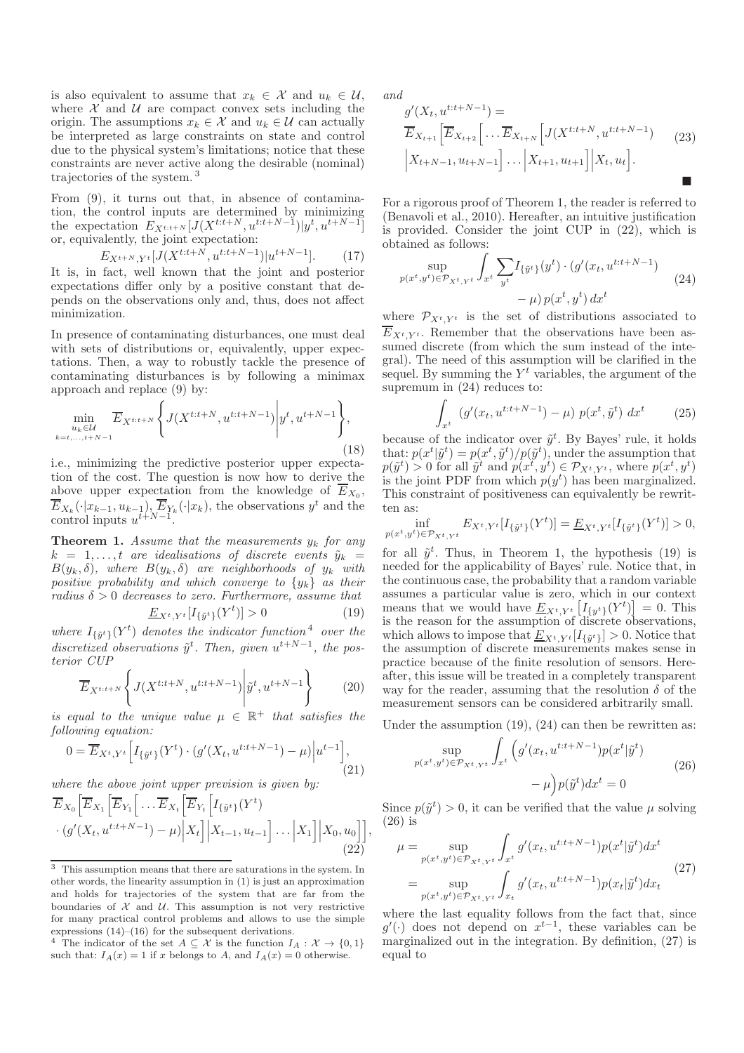is also equivalent to assume that $x_k \in \mathcal{X}$ and $u_k \in \mathcal{U}$, where $\mathcal{X}$ and $\mathcal{U}$ are compact convex sets including the origin. The assumptions $x_k \in \mathcal{X}$ and $u_k \in \mathcal{U}$ can actually be interpreted as large constraints on state and control due to the physical system's limitations; notice that these constraints are never active along the desirable (nominal) trajectories of the system. [3]

From (9), it turns out that, in absence of contamination, the control inputs are determined by minimizing the expectation $E_{X^{t:t+N}}[J(X^{t:t+N}, u^{t:t+N-1})|y^t, u^{t+N-1}]$ or, equivalently, the joint expectation:

$$E_{X^{t+N},Y^t}[J(X^{t:t+N}, u^{t:t+N-1})|u^{t+N-1}]. \tag{17}$$

It is, in fact, well known that the joint and posterior expectations differ only by a positive constant that depends on the observations only and, thus, does not affect minimization.

In presence of contaminating disturbances, one must deal with sets of distributions or, equivalently, upper expectations. Then, a way to robustly tackle the presence of contaminating disturbances is by following a minimax approach and replace (9) by:

$$\min_{\substack{u_k \in \mathcal{U} \\ k=t,\ldots,t+N-1}} \overline{E}_{X^{t:t+N}}\left\{J(X^{t:t+N}, u^{t:t+N-1})\middle| y^t, u^{t+N-1}\right\}, \tag{18}$$

i.e., minimizing the predictive posterior upper expectation of the cost. The question is now how to derive the above upper expectation from the knowledge of $\overline{E}_{X_0}$, $\overline{E}_{X_k}(\cdot|x_{k-1}, u_{k-1})$, $\overline{E}_{Y_k}(\cdot|x_k)$, the observations $y^t$ and the control inputs $u^{t+N-1}$.

**Theorem 1.** *Assume that the measurements $y_k$ for any $k = 1, \ldots, t$ are idealisations of discrete events $\tilde{y}_k = B(y_k, \delta)$, where $B(y_k, \delta)$ are neighborhoods of $y_k$ with positive probability and which converge to $\{y_k\}$ as their radius $\delta > 0$ decreases to zero. Furthermore, assume that*

$$\underline{E}_{X^t,Y^t}[I_{\{\tilde{y}^t\}}(Y^t)] > 0 \tag{19}$$

*where $I_{\{\tilde{y}^t\}}(Y^t)$ denotes the indicator function[4] over the discretized observations $\tilde{y}^t$. Then, given $u^{t+N-1}$, the posterior CUP*

$$\overline{E}_{X^{t:t+N}}\left\{J(X^{t:t+N}, u^{t:t+N-1})\middle|\tilde{y}^t, u^{t+N-1}\right\} \tag{20}$$

*is equal to the unique value $\mu \in \mathbb{R}^+$ that satisfies the following equation:*

$$0 = \overline{E}_{X^t,Y^t}\Big[I_{\{\tilde{y}^t\}}(Y^t) \cdot (g'(X_t, u^{t:t+N-1}) - \mu)\Big|u^{t-1}\Big], \tag{21}$$

*where the above joint upper prevision is given by:*

$$\overline{E}_{X_0}\Big[\overline{E}_{X_1}\Big[\overline{E}_{Y_1}\Big[\ldots\overline{E}_{X_t}\Big[\overline{E}_{Y_t}\Big[I_{\{\tilde{y}^t\}}(Y^t) \cdot (g'(X_t, u^{t:t+N-1}) - \mu)\Big|X_t\Big]\Big|X_{t-1}, u_{t-1}\Big]\ldots\Big|X_1\Big]\Big|X_0, u_0\Big]\Big], \tag{22}$$

*and*

$$g'(X_t, u^{t:t+N-1}) = \overline{E}_{X_{t+1}}\Big[\overline{E}_{X_{t+2}}\Big[\ldots\overline{E}_{X_{t+N}}\Big[J(X^{t:t+N}, u^{t:t+N-1})\Big|X_{t+N-1}, u_{t+N-1}\Big]\ldots\Big|X_{t+1}, u_{t+1}\Big]\Big|X_t, u_t\Big]. \tag{23}$$

■

For a rigorous proof of Theorem 1, the reader is referred to (Benavoli et al., 2010). Hereafter, an intuitive justification is provided. Consider the joint CUP in (22), which is obtained as follows:

$$\sup_{p(x^t,y^t)\in\mathcal{P}_{X^t,Y^t}} \int_{x^t} \sum_{y^t} I_{\{\tilde{y}^t\}}(y^t) \cdot (g'(x_t, u^{t:t+N-1}) - \mu)\, p(x^t, y^t)\, dx^t \tag{24}$$

where $\mathcal{P}_{X^t,Y^t}$ is the set of distributions associated to $\overline{E}_{X^t,Y^t}$. Remember that the observations have been assumed discrete (from which the sum instead of the integral). The need of this assumption will be clarified in the sequel. By summing the $Y^t$ variables, the argument of the supremum in (24) reduces to:

$$\int_{x^t} (g'(x_t, u^{t:t+N-1}) - \mu)\; p(x^t, \tilde{y}^t)\; dx^t \tag{25}$$

because of the indicator over $\tilde{y}^t$. By Bayes' rule, it holds that: $p(x^t|\tilde{y}^t) = p(x^t, \tilde{y}^t)/p(\tilde{y}^t)$, under the assumption that $p(\tilde{y}^t) > 0$ for all $\tilde{y}^t$ and $p(x^t, y^t) \in \mathcal{P}_{X^t,Y^t}$, where $p(x^t, y^t)$ is the joint PDF from which $p(y^t)$ has been marginalized. This constraint of positiveness can equivalently be rewritten as:

$$\inf_{p(x^t,y^t)\in\mathcal{P}_{X^t,Y^t}} E_{X^t,Y^t}[I_{\{\tilde{y}^t\}}(Y^t)] = \underline{E}_{X^t,Y^t}[I_{\{\tilde{y}^t\}}(Y^t)] > 0,$$

for all $\tilde{y}^t$. Thus, in Theorem 1, the hypothesis (19) is needed for the applicability of Bayes' rule. Notice that, in the continuous case, the probability that a random variable assumes a particular value is zero, which in our context means that we would have $\underline{E}_{X^t,Y^t}\left[I_{\{y^t\}}(Y^t)\right] = 0$. This is the reason for the assumption of discrete observations, which allows to impose that $\underline{E}_{X^t,Y^t}[I_{\{\tilde{y}^t\}}] > 0$. Notice that the assumption of discrete measurements makes sense in practice because of the finite resolution of sensors. Hereafter, this issue will be treated in a completely transparent way for the reader, assuming that the resolution $\delta$ of the measurement sensors can be considered arbitrarily small.

Under the assumption (19), (24) can then be rewritten as:

$$\sup_{p(x^t,y^t)\in\mathcal{P}_{X^t,Y^t}} \int_{x^t} \Big(g'(x_t, u^{t:t+N-1}) p(x^t|\tilde{y}^t) - \mu\Big) p(\tilde{y}^t) dx^t = 0 \tag{26}$$

Since $p(\tilde{y}^t) > 0$, it can be verified that the value $\mu$ solving (26) is

$$\begin{aligned}\mu &= \sup_{p(x^t,y^t)\in\mathcal{P}_{X^t,Y^t}} \int_{x^t} g'(x_t, u^{t:t+N-1}) p(x^t|\tilde{y}^t) dx^t \\ &= \sup_{p(x^t,y^t)\in\mathcal{P}_{X^t,Y^t}} \int_{x_t} g'(x_t, u^{t:t+N-1}) p(x_t|\tilde{y}^t) dx_t\end{aligned} \tag{27}$$

where the last equality follows from the fact that, since $g'(\cdot)$ does not depend on $x^{t-1}$, these variables can be marginalized out in the integration. By definition, (27) is equal to

[3] This assumption means that there are saturations in the system. In other words, the linearity assumption in (1) is just an approximation and holds for trajectories of the system that are far from the boundaries of $\mathcal{X}$ and $\mathcal{U}$. This assumption is not very restrictive for many practical control problems and allows to use the simple expressions (14)–(16) for the subsequent derivations.

[4] The indicator of the set $A \subseteq \mathcal{X}$ is the function $I_A : \mathcal{X} \to \{0, 1\}$ such that: $I_A(x) = 1$ if $x$ belongs to $A$, and $I_A(x) = 0$ otherwise.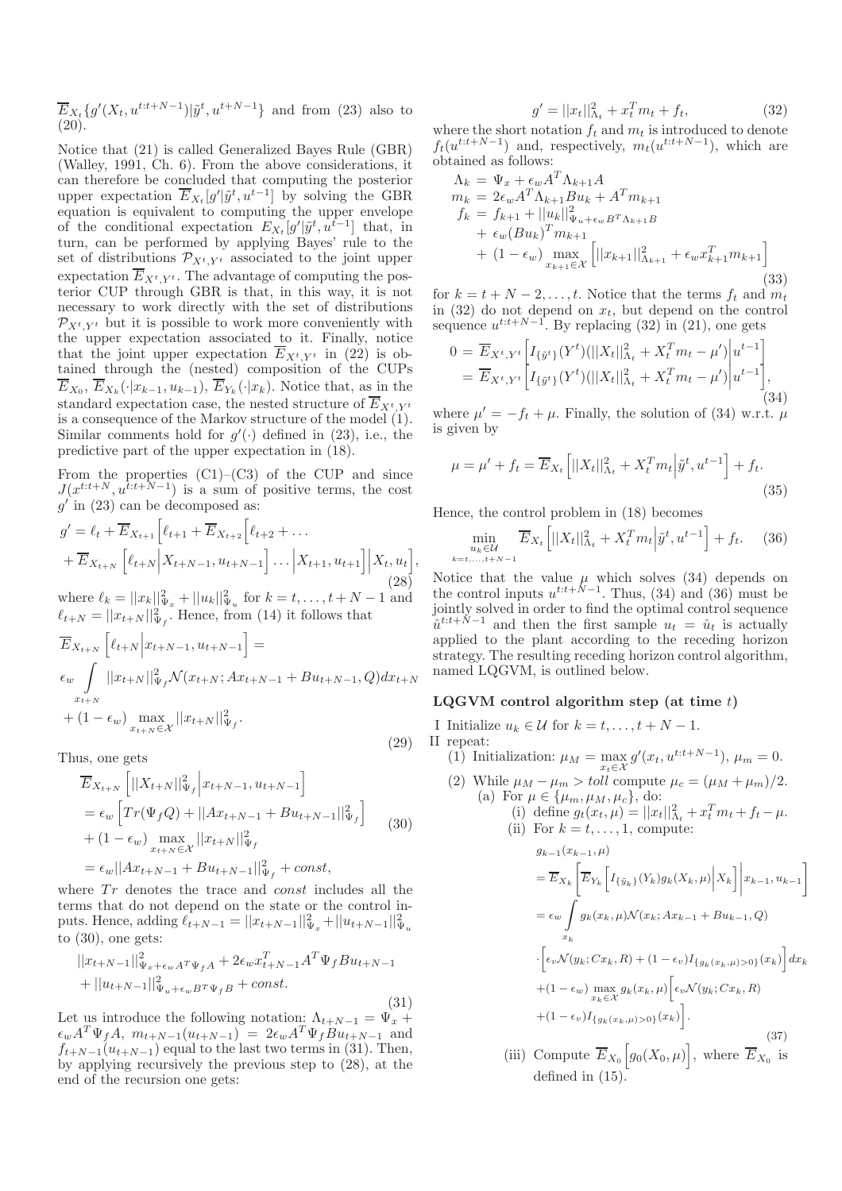$\overline{E}_{X_t}\{g'(X_t, u^{t:t+N-1})|\tilde{y}^t, u^{t+N-1}\}$ and from (23) also to (20).

Notice that (21) is called Generalized Bayes Rule (GBR) (Walley, 1991, Ch. 6). From the above considerations, it can therefore be concluded that computing the posterior upper expectation $\overline{E}_{X_t}[g'|\tilde{y}^t, u^{t-1}]$ by solving the GBR equation is equivalent to computing the upper envelope of the conditional expectation $E_{X_t}[g'|\tilde{y}^t, u^{t-1}]$ that, in turn, can be performed by applying Bayes' rule to the set of distributions $\mathcal{P}_{X^t,Y^t}$ associated to the joint upper expectation $\overline{E}_{X^t,Y^t}$. The advantage of computing the posterior CUP through GBR is that, in this way, it is not necessary to work directly with the set of distributions $\mathcal{P}_{X^t,Y^t}$ but it is possible to work more conveniently with the upper expectation associated to it. Finally, notice that the joint upper expectation $\overline{E}_{X^t,Y^t}$ in (22) is obtained through the (nested) composition of the CUPs $\overline{E}_{X_0}$, $\overline{E}_{X_k}(\cdot|x_{k-1}, u_{k-1})$, $\overline{E}_{Y_k}(\cdot|x_k)$. Notice that, as in the standard expectation case, the nested structure of $\overline{E}_{X^t,Y^t}$ is a consequence of the Markov structure of the model (1). Similar comments hold for $g'(\cdot)$ defined in (23), i.e., the predictive part of the upper expectation in (18).

From the properties (C1)–(C3) of the CUP and since $J(x^{t:t+N}, u^{t:t+N-1})$ is a sum of positive terms, the cost $g'$ in (23) can be decomposed as:

$$
\begin{aligned}
g' = \ell_t + \overline{E}_{X_{t+1}}\Big[\ell_{t+1} + \overline{E}_{X_{t+2}}\Big[\ell_{t+2} + \ldots \\
+ \overline{E}_{X_{t+N}}\Big[\ell_{t+N}\Big|X_{t+N-1}, u_{t+N-1}\Big]\ldots\Big|X_{t+1}, u_{t+1}\Big]\Big|X_t, u_t\Big],
\end{aligned} \tag{28}
$$

where $\ell_k = ||x_k||^2_{\Psi_x} + ||u_k||^2_{\Psi_u}$ for $k = t, \ldots, t+N-1$ and $\ell_{t+N} = ||x_{t+N}||^2_{\Psi_f}$. Hence, from (14) it follows that

$$
\begin{aligned}
&\overline{E}_{X_{t+N}}\Big[\ell_{t+N}\Big|x_{t+N-1}, u_{t+N-1}\Big] = \\
&\epsilon_w \int_{x_{t+N}} ||x_{t+N}||^2_{\Psi_f} \mathcal{N}(x_{t+N}; Ax_{t+N-1} + Bu_{t+N-1}, Q)dx_{t+N} \\
&+ (1-\epsilon_w) \max_{x_{t+N}\in\mathcal{X}} ||x_{t+N}||^2_{\Psi_f}.
\end{aligned} \tag{29}
$$

Thus, one gets

$$
\begin{aligned}
&\overline{E}_{X_{t+N}}\Big[||X_{t+N}||^2_{\Psi_f}\Big|x_{t+N-1}, u_{t+N-1}\Big] \\
&= \epsilon_w\Big[Tr(\Psi_f Q) + ||Ax_{t+N-1} + Bu_{t+N-1}||^2_{\Psi_f}\Big] \\
&+ (1-\epsilon_w) \max_{x_{t+N}\in\mathcal{X}} ||x_{t+N}||^2_{\Psi_f} \\
&= \epsilon_w ||Ax_{t+N-1} + Bu_{t+N-1}||^2_{\Psi_f} + const,
\end{aligned} \tag{30}
$$

where $Tr$ denotes the trace and $const$ includes all the terms that do not depend on the state or the control inputs. Hence, adding $\ell_{t+N-1} = ||x_{t+N-1}||^2_{\Psi_x} + ||u_{t+N-1}||^2_{\Psi_u}$ to (30), one gets:

$$
\begin{aligned}
&||x_{t+N-1}||^2_{\Psi_x + \epsilon_w A^T\Psi_f A} + 2\epsilon_w x^T_{t+N-1} A^T \Psi_f B u_{t+N-1} \\
&+ ||u_{t+N-1}||^2_{\Psi_u + \epsilon_w B^T\Psi_f B} + const.
\end{aligned} \tag{31}
$$

Let us introduce the following notation: $\Lambda_{t+N-1} = \Psi_x + \epsilon_w A^T\Psi_f A$, $m_{t+N-1}(u_{t+N-1}) = 2\epsilon_w A^T\Psi_f B u_{t+N-1}$ and $f_{t+N-1}(u_{t+N-1})$ equal to the last two terms in (31). Then, by applying recursively the previous step to (28), at the end of the recursion one gets:

$$
g' = ||x_t||^2_{\Lambda_t} + x_t^T m_t + f_t, \tag{32}
$$

where the short notation $f_t$ and $m_t$ is introduced to denote $f_t(u^{t:t+N-1})$ and, respectively, $m_t(u^{t:t+N-1})$, which are obtained as follows:

$$
\begin{aligned}
\Lambda_k &= \Psi_x + \epsilon_w A^T \Lambda_{k+1} A \\
m_k &= 2\epsilon_w A^T \Lambda_{k+1} B u_k + A^T m_{k+1} \\
f_k &= f_{k+1} + ||u_k||^2_{\Psi_u + \epsilon_w B^T \Lambda_{k+1} B} \\
&+ \epsilon_w (Bu_k)^T m_{k+1} \\
&+ (1-\epsilon_w) \max_{x_{k+1}\in\mathcal{X}} \Big[||x_{k+1}||^2_{\Lambda_{k+1}} + \epsilon_w x^T_{k+1} m_{k+1}\Big]
\end{aligned} \tag{33}
$$

for $k = t+N-2, \ldots, t$. Notice that the terms $f_t$ and $m_t$ in (32) do not depend on $x_t$, but depend on the control sequence $u^{t:t+N-1}$. By replacing (32) in (21), one gets

$$
\begin{aligned}
0 &= \overline{E}_{X^t,Y^t}\Big[I_{\{\tilde{y}^t\}}(Y^t)(||X_t||^2_{\Lambda_t} + X_t^T m_t - \mu')\Big|u^{t-1}\Big] \\
&= \overline{E}_{X^t,Y^t}\Big[I_{\{\tilde{y}^t\}}(Y^t)(||X_t||^2_{\Lambda_t} + X_t^T m_t - \mu')\Big|u^{t-1}\Big],
\end{aligned} \tag{34}
$$

where $\mu' = -f_t + \mu$. Finally, the solution of (34) w.r.t. $\mu$ is given by

$$
\mu = \mu' + f_t = \overline{E}_{X_t}\Big[||X_t||^2_{\Lambda_t} + X_t^T m_t\Big|\tilde{y}^t, u^{t-1}\Big] + f_t. \tag{35}
$$

Hence, the control problem in (18) becomes

$$
\min_{\substack{u_k\in\mathcal{U} \\ k=t,\ldots,t+N-1}} \overline{E}_{X_t}\Big[||X_t||^2_{\Lambda_t} + X_t^T m_t\Big|\tilde{y}^t, u^{t-1}\Big] + f_t. \tag{36}
$$

Notice that the value $\mu$ which solves (34) depends on the control inputs $u^{t:t+N-1}$. Thus, (34) and (36) must be jointly solved in order to find the optimal control sequence $\hat{u}^{t:t+N-1}$ and then the first sample $u_t = \hat{u}_t$ is actually applied to the plant according to the receding horizon strategy. The resulting receding horizon control algorithm, named LQGVM, is outlined below.

**LQGVM control algorithm step (at time $t$)**

I Initialize $u_k \in \mathcal{U}$ for $k = t, \ldots, t+N-1$.

II repeat:

(1) Initialization: $\mu_M = \max_{x_t\in\mathcal{X}} g'(x_t, u^{t:t+N-1})$, $\mu_m = 0$.

(2) While $\mu_M - \mu_m > toll$ compute $\mu_c = (\mu_M + \mu_m)/2$.

(a) For $\mu \in \{\mu_m, \mu_M, \mu_c\}$, do:

(i) define $g_t(x_t, \mu) = ||x_t||^2_{\Lambda_t} + x_t^T m_t + f_t - \mu$.

(ii) For $k = t, \ldots, 1$, compute:

$$
\begin{aligned}
&g_{k-1}(x_{k-1}, \mu) \\
&= \overline{E}_{X_k}\Big[\overline{E}_{Y_k}\Big[I_{\{\tilde{y}_k\}}(Y_k) g_k(X_k, \mu)\Big|X_k\Big]\Big|x_{k-1}, u_{k-1}\Big] \\
&= \epsilon_w \int_{x_k} g_k(x_k, \mu) \mathcal{N}(x_k; Ax_{k-1} + Bu_{k-1}, Q) \\
&\cdot\Big[\epsilon_v \mathcal{N}(y_k; Cx_k, R) + (1-\epsilon_v) I_{\{g_k(x_k,\mu)>0\}}(x_k)\Big] dx_k \\
&+ (1-\epsilon_w) \max_{x_k\in\mathcal{X}} g_k(x_k, \mu)\Big[\epsilon_v \mathcal{N}(y_k; Cx_k, R) \\
&+ (1-\epsilon_v) I_{\{g_k(x_k,\mu)>0\}}(x_k)\Big].
\end{aligned} \tag{37}
$$

(iii) Compute $\overline{E}_{X_0}\Big[g_0(X_0, \mu)\Big]$, where $\overline{E}_{X_0}$ is defined in (15).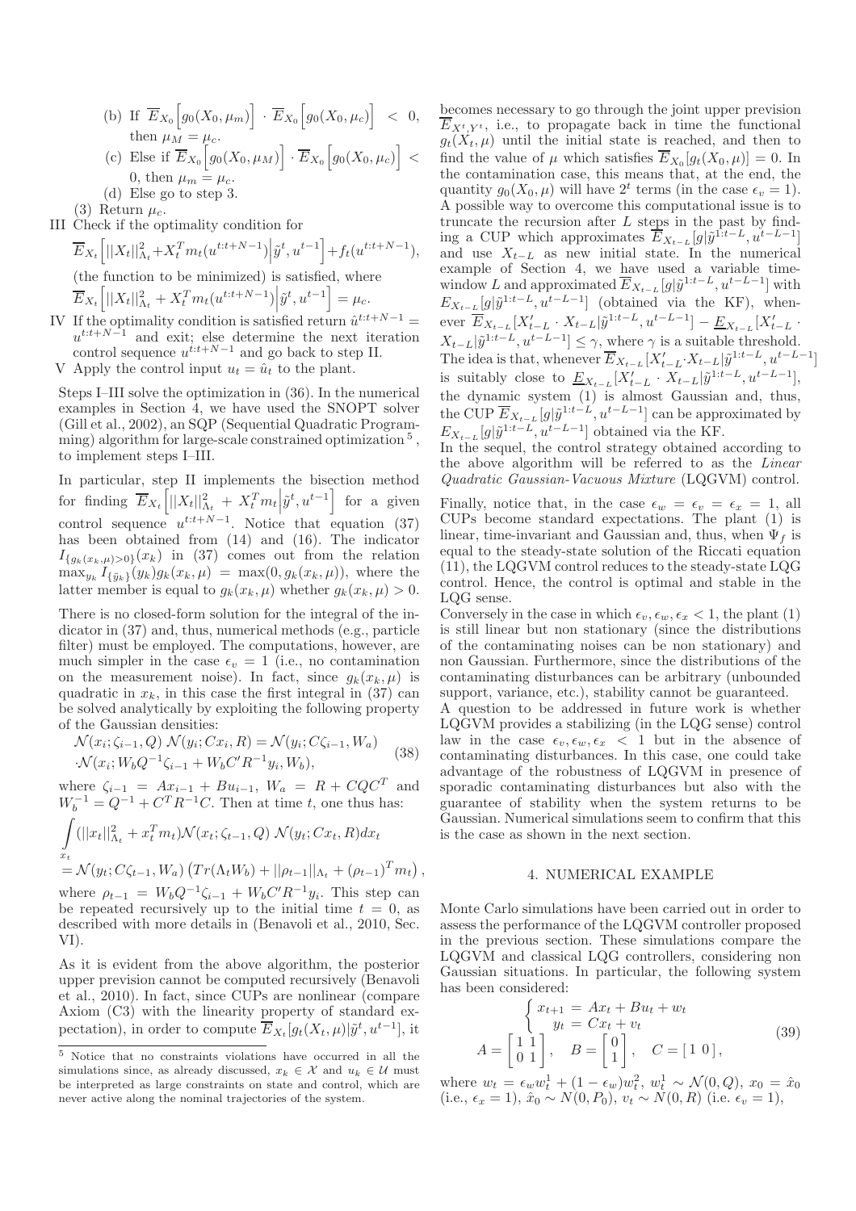(b) If $\overline{E}_{X_0}\Big[g_0(X_0,\mu_m)\Big]\cdot\overline{E}_{X_0}\Big[g_0(X_0,\mu_c)\Big]<0$, then $\mu_M=\mu_c$.

(c) Else if $\overline{E}_{X_0}\Big[g_0(X_0,\mu_M)\Big]\cdot\overline{E}_{X_0}\Big[g_0(X_0,\mu_c)\Big]<0$, then $\mu_m=\mu_c$.

(d) Else go to step 3.

(3) Return $\mu_c$.

III Check if the optimality condition for

$$\overline{E}_{X_t}\Big[||X_t||^2_{\Lambda_t}+X_t^T m_t(u^{t:t+N-1})\Big|\tilde{y}^t,u^{t-1}\Big]+f_t(u^{t:t+N-1}),$$

(the function to be minimized) is satisfied, where

$$\overline{E}_{X_t}\Big[||X_t||^2_{\Lambda_t}+X_t^T m_t(u^{t:t+N-1})\Big|\tilde{y}^t,u^{t-1}\Big]=\mu_c.$$

IV If the optimality condition is satisfied return $\hat{u}^{t:t+N-1}=u^{t:t+N-1}$ and exit; else determine the next iteration control sequence $u^{t:t+N-1}$ and go back to step II.

V Apply the control input $u_t=\hat{u}_t$ to the plant.

Steps I–III solve the optimization in (36). In the numerical examples in Section 4, we have used the SNOPT solver (Gill et al., 2002), an SQP (Sequential Quadratic Programming) algorithm for large-scale constrained optimization [5], to implement steps I–III.

In particular, step II implements the bisection method for finding $\overline{E}_{X_t}\Big[||X_t||^2_{\Lambda_t}+X_t^T m_t\Big|\tilde{y}^t,u^{t-1}\Big]$ for a given control sequence $u^{t:t+N-1}$. Notice that equation (37) has been obtained from (14) and (16). The indicator $I_{\{g_k(x_k,\mu)>0\}}(x_k)$ in (37) comes out from the relation $\max_{y_k} I_{\{\tilde{y}_k\}}(y_k)g_k(x_k,\mu)=\max(0,g_k(x_k,\mu))$, where the latter member is equal to $g_k(x_k,\mu)$ whether $g_k(x_k,\mu)>0$.

There is no closed-form solution for the integral of the indicator in (37) and, thus, numerical methods (e.g., particle filter) must be employed. The computations, however, are much simpler in the case $\epsilon_v=1$ (i.e., no contamination on the measurement noise). In fact, since $g_k(x_k,\mu)$ is quadratic in $x_k$, in this case the first integral in (37) can be solved analytically by exploiting the following property of the Gaussian densities:

$$\begin{aligned}&\mathcal{N}(x_i;\zeta_{i-1},Q)\ \mathcal{N}(y_i;Cx_i,R)=\mathcal{N}(y_i;C\zeta_{i-1},W_a)\\ &\cdot\mathcal{N}(x_i;W_bQ^{-1}\zeta_{i-1}+W_bC'R^{-1}y_i,W_b),\end{aligned}\tag{38}$$

where $\zeta_{i-1}=Ax_{i-1}+Bu_{i-1}$, $W_a=R+CQC^T$ and $W_b^{-1}=Q^{-1}+C^TR^{-1}C$. Then at time $t$, one thus has:

$$\begin{aligned}&\int_{x_t}(||x_t||^2_{\Lambda_t}+x_t^T m_t)\mathcal{N}(x_t;\zeta_{t-1},Q)\ \mathcal{N}(y_t;Cx_t,R)dx_t\\ &=\mathcal{N}(y_t;C\zeta_{t-1},W_a)\left(Tr(\Lambda_tW_b)+||\rho_{t-1}||_{\Lambda_t}+(\rho_{t-1})^T m_t\right),\end{aligned}$$

where $\rho_{t-1}=W_bQ^{-1}\zeta_{i-1}+W_bC'R^{-1}y_i$. This step can be repeated recursively up to the initial time $t=0$, as described with more details in (Benavoli et al., 2010, Sec. VI).

As it is evident from the above algorithm, the posterior upper prevision cannot be computed recursively (Benavoli et al., 2010). In fact, since CUPs are nonlinear (compare Axiom (C3) with the linearity property of standard expectation), in order to compute $\overline{E}_{X_t}[g_t(X_t,\mu)|\tilde{y}^t,u^{t-1}]$, it becomes necessary to go through the joint upper prevision $\overline{E}_{X^t,Y^t}$, i.e., to propagate back in time the functional $g_t(X_t,\mu)$ until the initial state is reached, and then to find the value of $\mu$ which satisfies $\overline{E}_{X_0}[g_t(X_0,\mu)]=0$. In the contamination case, this means that, at the end, the quantity $g_0(X_0,\mu)$ will have $2^t$ terms (in the case $\epsilon_v=1$). A possible way to overcome this computational issue is to truncate the recursion after $L$ steps in the past by finding a CUP which approximates $\overline{E}_{X_{t-L}}[g|\tilde{y}^{1:t-L},u^{t-L-1}]$ and use $X_{t-L}$ as new initial state. In the numerical example of Section 4, we have used a variable time-window $L$ and approximated $\overline{E}_{X_{t-L}}[g|\tilde{y}^{1:t-L},u^{t-L-1}]$ with $E_{X_{t-L}}[g|\tilde{y}^{1:t-L},u^{t-L-1}]$ (obtained via the KF), whenever $\overline{E}_{X_{t-L}}[X'_{t-L}\cdot X_{t-L}|\tilde{y}^{1:t-L},u^{t-L-1}]-\underline{E}_{X_{t-L}}[X'_{t-L}\cdot X_{t-L}|\tilde{y}^{1:t-L},u^{t-L-1}]\leq\gamma$, where $\gamma$ is a suitable threshold. The idea is that, whenever $\overline{E}_{X_{t-L}}[X'_{t-L}\cdot X_{t-L}|\tilde{y}^{1:t-L},u^{t-L-1}]$ is suitably close to $\underline{E}_{X_{t-L}}[X'_{t-L}\cdot X_{t-L}|\tilde{y}^{1:t-L},u^{t-L-1}]$, the dynamic system (1) is almost Gaussian and, thus, the CUP $\overline{E}_{X_{t-L}}[g|\tilde{y}^{1:t-L},u^{t-L-1}]$ can be approximated by $E_{X_{t-L}}[g|\tilde{y}^{1:t-L},u^{t-L-1}]$ obtained via the KF.

In the sequel, the control strategy obtained according to the above algorithm will be referred to as the *Linear Quadratic Gaussian-Vacuous Mixture* (LQGVM) control.

Finally, notice that, in the case $\epsilon_w=\epsilon_v=\epsilon_x=1$, all CUPs become standard expectations. The plant (1) is linear, time-invariant and Gaussian and, thus, when $\Psi_f$ is equal to the steady-state solution of the Riccati equation (11), the LQGVM control reduces to the steady-state LQG control. Hence, the control is optimal and stable in the LQG sense.

Conversely in the case in which $\epsilon_v,\epsilon_w,\epsilon_x<1$, the plant (1) is still linear but non stationary (since the distributions of the contaminating noises can be non stationary) and non Gaussian. Furthermore, since the distributions of the contaminating disturbances can be arbitrary (unbounded support, variance, etc.), stability cannot be guaranteed.

A question to be addressed in future work is whether LQGVM provides a stabilizing (in the LQG sense) control law in the case $\epsilon_v,\epsilon_w,\epsilon_x<1$ but in the absence of contaminating disturbances. In this case, one could take advantage of the robustness of LQGVM in presence of sporadic contaminating disturbances but also with the guarantee of stability when the system returns to be Gaussian. Numerical simulations seem to confirm that this is the case as shown in the next section.

## 4. NUMERICAL EXAMPLE

Monte Carlo simulations have been carried out in order to assess the performance of the LQGVM controller proposed in the previous section. These simulations compare the LQGVM and classical LQG controllers, considering non Gaussian situations. In particular, the following system has been considered:

$$\begin{cases}x_{t+1}=Ax_t+Bu_t+w_t\\ \quad y_t=Cx_t+v_t\end{cases}$$
$$A=\begin{bmatrix}1&1\\0&1\end{bmatrix},\quad B=\begin{bmatrix}0\\1\end{bmatrix},\quad C=[\,1\ 0\,],\tag{39}$$

where $w_t=\epsilon_w w_t^1+(1-\epsilon_w)w_t^2$, $w_t^1\sim\mathcal{N}(0,Q)$, $x_0=\hat{x}_0$ (i.e., $\epsilon_x=1$), $\hat{x}_0\sim N(0,P_0)$, $v_t\sim N(0,R)$ (i.e. $\epsilon_v=1$),

[5] Notice that no constraints violations have occurred in all the simulations since, as already discussed, $x_k\in\mathcal{X}$ and $u_k\in\mathcal{U}$ must be interpreted as large constraints on state and control, which are never active along the nominal trajectories of the system.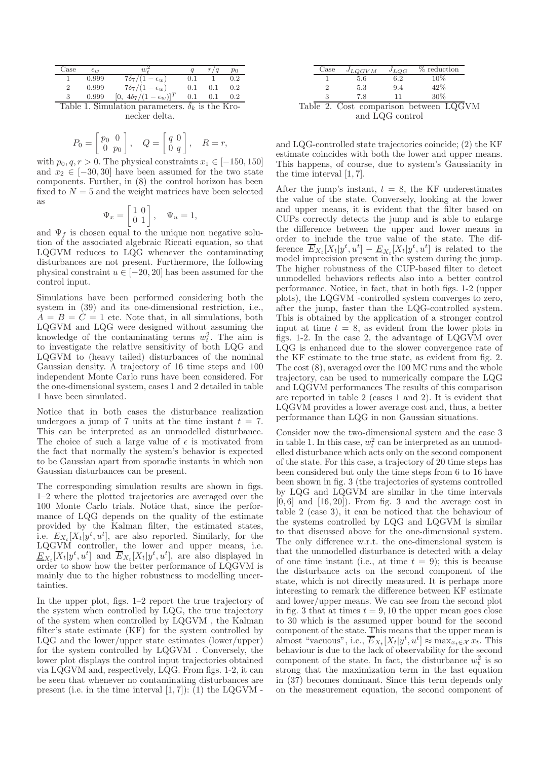| Case | $\epsilon_w$ | $w_t^2$ | $q$ | $r/q$ | $p_0$ |
|---|---|---|---|---|---|
| 1 | 0.999 | $7\delta_7/(1-\epsilon_w)$ | 0.1 | 1 | 0.2 |
| 2 | 0.999 | $7\delta_7/(1-\epsilon_w)$ | 0.1 | 0.1 | 0.2 |
| 3 | 0.999 | $[0,\ 4\delta_7/(1-\epsilon_w)]^T$ | 0.1 | 0.1 | 0.2 |

Table 1. Simulation parameters. $\delta_k$ is the Kronecker delta.

$$P_0 = \begin{bmatrix} p_0 & 0 \\ 0 & p_0 \end{bmatrix}, \quad Q = \begin{bmatrix} q & 0 \\ 0 & q \end{bmatrix}, \quad R = r,$$

with $p_0, q, r > 0$. The physical constraints $x_1 \in [-150, 150]$ and $x_2 \in [-30, 30]$ have been assumed for the two state components. Further, in (8) the control horizon has been fixed to $N = 5$ and the weight matrices have been selected as

$$\Psi_x = \begin{bmatrix} 1 & 0 \\ 0 & 1 \end{bmatrix}, \quad \Psi_u = 1,$$

and $\Psi_f$ is chosen equal to the unique non negative solution of the associated algebraic Riccati equation, so that LQGVM reduces to LQG whenever the contaminating disturbances are not present. Furthermore, the following physical constraint $u \in [-20, 20]$ has been assumed for the control input.

Simulations have been performed considering both the system in (39) and its one-dimensional restriction, i.e., $A = B = C = 1$ etc. Note that, in all simulations, both LQGVM and LQG were designed without assuming the knowledge of the contaminating terms $w_t^2$. The aim is to investigate the relative sensitivity of both LQG and LQGVM to (heavy tailed) disturbances of the nominal Gaussian density. A trajectory of 16 time steps and 100 independent Monte Carlo runs have been considered. For the one-dimensional system, cases 1 and 2 detailed in table 1 have been simulated.

Notice that in both cases the disturbance realization undergoes a jump of 7 units at the time instant $t = 7$. This can be interpreted as an unmodelled disturbance. The choice of such a large value of $\epsilon$ is motivated from the fact that normally the system's behavior is expected to be Gaussian apart from sporadic instants in which non Gaussian disturbances can be present.

The corresponding simulation results are shown in figs. 1–2 where the plotted trajectories are averaged over the 100 Monte Carlo trials. Notice that, since the performance of LQG depends on the quality of the estimate provided by the Kalman filter, the estimated states, i.e. $E_{X_t}[X_t|y^t, u^t]$, are also reported. Similarly, for the LQGVM controller, the lower and upper means, i.e. $\underline{E}_{X_t}[X_t|y^t, u^t]$ and $\overline{E}_{X_t}[X_t|y^t, u^t]$, are also displayed in order to show how the better performance of LQGVM is mainly due to the higher robustness to modelling uncertainties.

In the upper plot, figs. 1–2 report the true trajectory of the system when controlled by LQG, the true trajectory of the system when controlled by LQGVM , the Kalman filter's state estimate (KF) for the system controlled by LQG and the lower/upper state estimates (lower/upper) for the system controlled by LQGVM . Conversely, the lower plot displays the control input trajectories obtained via LQGVM and, respectively, LQG. From figs. 1-2, it can be seen that whenever no contaminating disturbances are present (i.e. in the time interval $[1, 7]$): (1) the LQGVM - and LQG-controlled state trajectories coincide; (2) the KF estimate coincides with both the lower and upper means. This happens, of course, due to system's Gaussianity in the time interval $[1, 7]$.

| Case | $J_{LQGVM}$ | $J_{LQG}$ | % reduction |
|---|---|---|---|
| 1 | 5.6 | 6.2 | 10% |
| 2 | 5.3 | 9.4 | 42% |
| 3 | 7.8 | 11 | 30% |

Table 2. Cost comparison between LQGVM and LQG control

After the jump's instant, $t = 8$, the KF underestimates the value of the state. Conversely, looking at the lower and upper means, it is evident that the filter based on CUPs correctly detects the jump and is able to enlarge the difference between the upper and lower means in order to include the true value of the state. The difference $\overline{E}_{X_t}[X_t|y^t, u^t] - \underline{E}_{X_t}[X_t|y^t, u^t]$ is related to the model imprecision present in the system during the jump. The higher robustness of the CUP-based filter to detect unmodelled behaviors reflects also into a better control performance. Notice, in fact, that in both figs. 1-2 (upper plots), the LQGVM -controlled system converges to zero, after the jump, faster than the LQG-controlled system. This is obtained by the application of a stronger control input at time $t = 8$, as evident from the lower plots in figs. 1-2. In the case 2, the advantage of LQGVM over LQG is enhanced due to the slower convergence rate of the KF estimate to the true state, as evident from fig. 2. The cost (8), averaged over the 100 MC runs and the whole trajectory, can be used to numerically compare the LQG and LQGVM performances The results of this comparison are reported in table 2 (cases 1 and 2). It is evident that LQGVM provides a lower average cost and, thus, a better performance than LQG in non Gaussian situations.

Consider now the two-dimensional system and the case 3 in table 1. In this case, $w_t^2$ can be interpreted as an unmodelled disturbance which acts only on the second component of the state. For this case, a trajectory of 20 time steps has been considered but only the time steps from 6 to 16 have been shown in fig. 3 (the trajectories of systems controlled by LQG and LQGVM are similar in the time intervals $[0, 6]$ and $[16, 20]$). From fig. 3 and the average cost in table 2 (case 3), it can be noticed that the behaviour of the systems controlled by LQG and LQGVM is similar to that discussed above for the one-dimensional system. The only difference w.r.t. the one-dimensional system is that the unmodelled disturbance is detected with a delay of one time instant (i.e., at time $t = 9$); this is because the disturbance acts on the second component of the state, which is not directly measured. It is perhaps more interesting to remark the difference between KF estimate and lower/upper means. We can see from the second plot in fig. 3 that at times $t = 9, 10$ the upper mean goes close to 30 which is the assumed upper bound for the second component of the state. This means that the upper mean is almost "vacuous", i.e., $\overline{E}_{X_t}[X_t|y^t, u^t] \approx \max_{x_t \in \mathcal{X}} x_t$. This behaviour is due to the lack of observability for the second component of the state. In fact, the disturbance $w_t^2$ is so strong that the maximization term in the last equation in (37) becomes dominant. Since this term depends only on the measurement equation, the second component of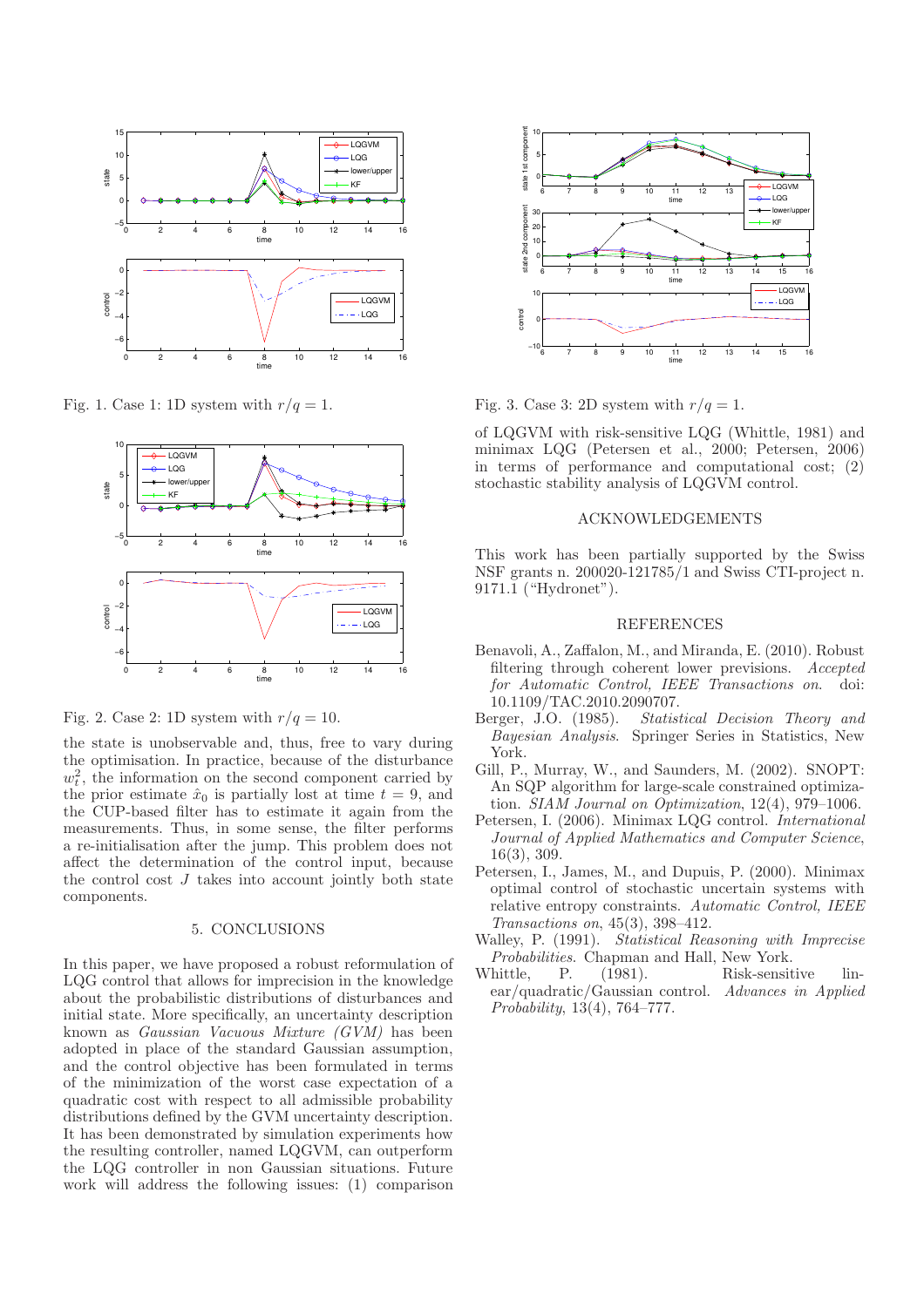Fig. 1. Case 1: 1D system with $r/q = 1$.

Fig. 2. Case 2: 1D system with $r/q = 10$.

the state is unobservable and, thus, free to vary during the optimisation. In practice, because of the disturbance $w_t^2$, the information on the second component carried by the prior estimate $\hat{x}_0$ is partially lost at time $t = 9$, and the CUP-based filter has to estimate it again from the measurements. Thus, in some sense, the filter performs a re-initialisation after the jump. This problem does not affect the determination of the control input, because the control cost $J$ takes into account jointly both state components.

## 5. CONCLUSIONS

In this paper, we have proposed a robust reformulation of LQG control that allows for imprecision in the knowledge about the probabilistic distributions of disturbances and initial state. More specifically, an uncertainty description known as *Gaussian Vacuous Mixture (GVM)* has been adopted in place of the standard Gaussian assumption, and the control objective has been formulated in terms of the minimization of the worst case expectation of a quadratic cost with respect to all admissible probability distributions defined by the GVM uncertainty description. It has been demonstrated by simulation experiments how the resulting controller, named LQGVM, can outperform the LQG controller in non Gaussian situations. Future work will address the following issues: (1) comparison of LQGVM with risk-sensitive LQG (Whittle, 1981) and minimax LQG (Petersen et al., 2000; Petersen, 2006) in terms of performance and computational cost; (2) stochastic stability analysis of LQGVM control.

Fig. 3. Case 3: 2D system with $r/q = 1$.

## ACKNOWLEDGEMENTS

This work has been partially supported by the Swiss NSF grants n. 200020-121785/1 and Swiss CTI-project n. 9171.1 (“Hydronet”).

## REFERENCES

Benavoli, A., Zaffalon, M., and Miranda, E. (2010). Robust filtering through coherent lower previsions. *Accepted for Automatic Control, IEEE Transactions on*. doi: 10.1109/TAC.2010.2090707.

Berger, J.O. (1985). *Statistical Decision Theory and Bayesian Analysis*. Springer Series in Statistics, New York.

Gill, P., Murray, W., and Saunders, M. (2002). SNOPT: An SQP algorithm for large-scale constrained optimization. *SIAM Journal on Optimization*, 12(4), 979–1006.

Petersen, I. (2006). Minimax LQG control. *International Journal of Applied Mathematics and Computer Science*, 16(3), 309.

Petersen, I., James, M., and Dupuis, P. (2000). Minimax optimal control of stochastic uncertain systems with relative entropy constraints. *Automatic Control, IEEE Transactions on*, 45(3), 398–412.

Walley, P. (1991). *Statistical Reasoning with Imprecise Probabilities*. Chapman and Hall, New York.

Whittle, P. (1981). Risk-sensitive linear/quadratic/Gaussian control. *Advances in Applied Probability*, 13(4), 764–777.